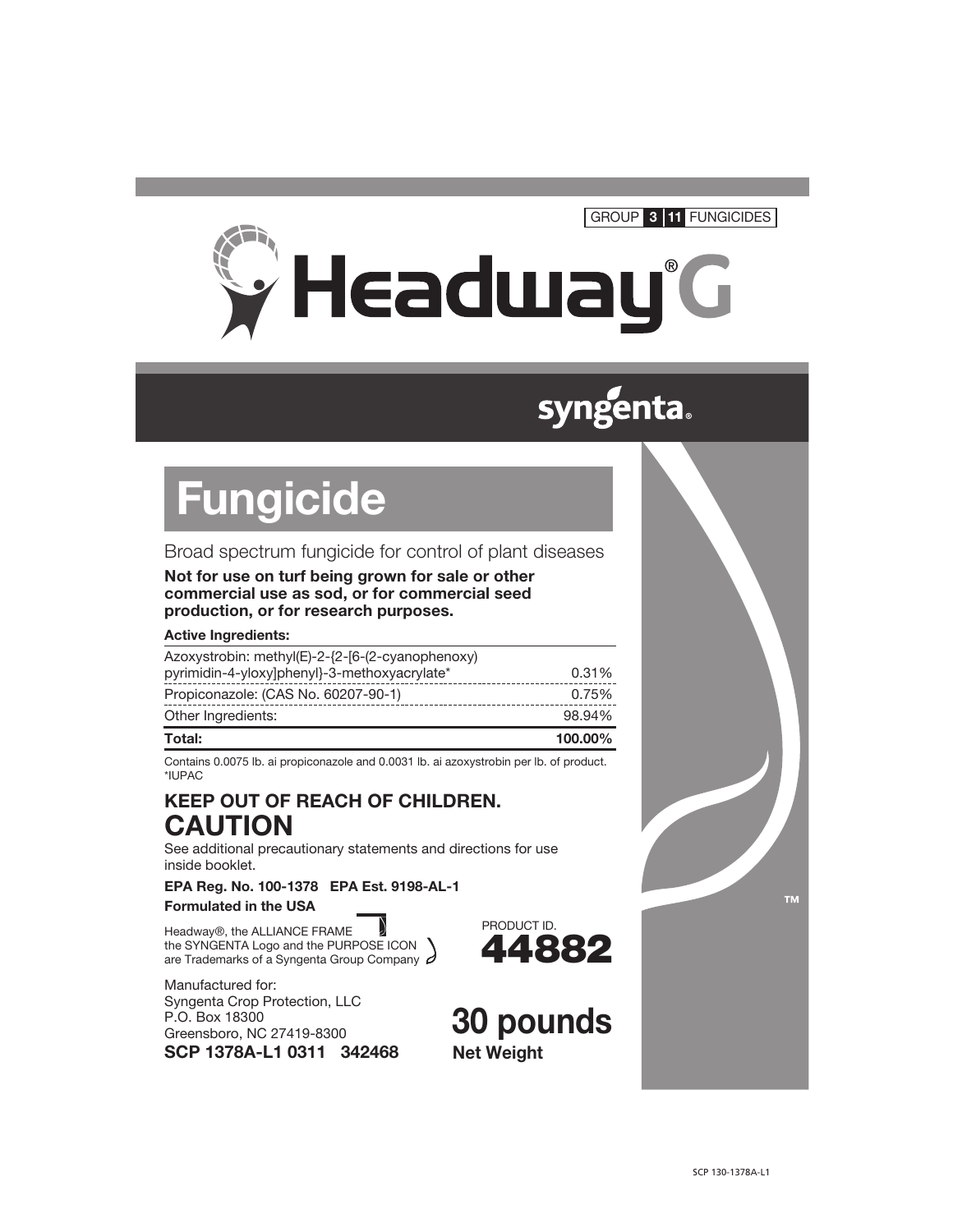GROUP **3** **11** FUNGICIDES

# Headway® G

syngenta®

## Fungicide

Broad spectrum fungicide for control of plant diseases

**Not for use on turf being grown for sale or other commercial use as sod, or for commercial seed production, or for research purposes.**

| **Active Ingredients:** | |
|---|---|
| Azoxystrobin: methyl(E)-2-{2-[6-(2-cyanophenoxy) pyrimidin-4-yloxy]phenyl}-3-methoxyacrylate* | 0.31% |
| Propiconazole: (CAS No. 60207-90-1) | 0.75% |
| Other Ingredients: | 98.94% |
| **Total:** | **100.00%** |

Contains 0.0075 lb. ai propiconazole and 0.0031 lb. ai azoxystrobin per lb. of product.
*IUPAC

## KEEP OUT OF REACH OF CHILDREN.
## CAUTION

See additional precautionary statements and directions for use inside booklet.

**EPA Reg. No. 100-1378 EPA Est. 9198-AL-1**

**Formulated in the USA**

Headway®, the ALLIANCE FRAME the SYNGENTA Logo and the PURPOSE ICON are Trademarks of a Syngenta Group Company

PRODUCT ID.
**44882**

Manufactured for:
Syngenta Crop Protection, LLC
P.O. Box 18300
Greensboro, NC 27419-8300

**SCP 1378A-L1 0311 342468**

**30 pounds**
**Net Weight**

™

SCP 130-1378A-L1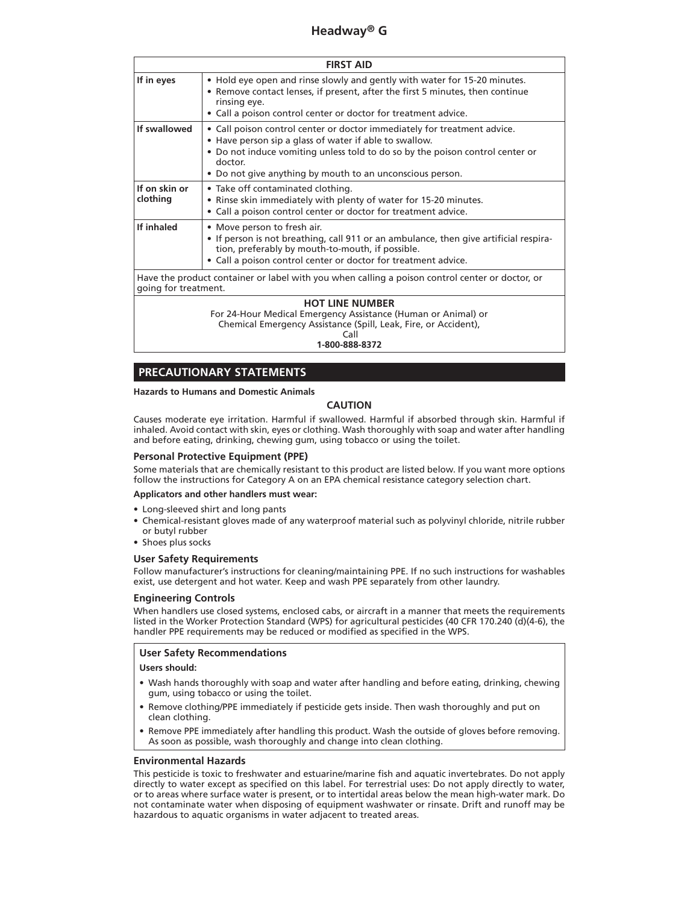# Headway® G

| FIRST AID | |
|---|---|
| **If in eyes** | • Hold eye open and rinse slowly and gently with water for 15-20 minutes.<br>• Remove contact lenses, if present, after the first 5 minutes, then continue rinsing eye.<br>• Call a poison control center or doctor for treatment advice. |
| **If swallowed** | • Call poison control center or doctor immediately for treatment advice.<br>• Have person sip a glass of water if able to swallow.<br>• Do not induce vomiting unless told to do so by the poison control center or doctor.<br>• Do not give anything by mouth to an unconscious person. |
| **If on skin or clothing** | • Take off contaminated clothing.<br>• Rinse skin immediately with plenty of water for 15-20 minutes.<br>• Call a poison control center or doctor for treatment advice. |
| **If inhaled** | • Move person to fresh air.<br>• If person is not breathing, call 911 or an ambulance, then give artificial respiration, preferably by mouth-to-mouth, if possible.<br>• Call a poison control center or doctor for treatment advice. |
| Have the product container or label with you when calling a poison control center or doctor, or going for treatment. | |
| **HOT LINE NUMBER**<br>For 24-Hour Medical Emergency Assistance (Human or Animal) or Chemical Emergency Assistance (Spill, Leak, Fire, or Accident), Call<br>**1-800-888-8372** | |

## PRECAUTIONARY STATEMENTS

**Hazards to Humans and Domestic Animals**

**CAUTION**

Causes moderate eye irritation. Harmful if swallowed. Harmful if absorbed through skin. Harmful if inhaled. Avoid contact with skin, eyes or clothing. Wash thoroughly with soap and water after handling and before eating, drinking, chewing gum, using tobacco or using the toilet.

### Personal Protective Equipment (PPE)

Some materials that are chemically resistant to this product are listed below. If you want more options follow the instructions for Category A on an EPA chemical resistance category selection chart.

**Applicators and other handlers must wear:**

- Long-sleeved shirt and long pants
- Chemical-resistant gloves made of any waterproof material such as polyvinyl chloride, nitrile rubber or butyl rubber
- Shoes plus socks

### User Safety Requirements

Follow manufacturer's instructions for cleaning/maintaining PPE. If no such instructions for washables exist, use detergent and hot water. Keep and wash PPE separately from other laundry.

### Engineering Controls

When handlers use closed systems, enclosed cabs, or aircraft in a manner that meets the requirements listed in the Worker Protection Standard (WPS) for agricultural pesticides (40 CFR 170.240 (d)(4-6), the handler PPE requirements may be reduced or modified as specified in the WPS.

### User Safety Recommendations

**Users should:**

- Wash hands thoroughly with soap and water after handling and before eating, drinking, chewing gum, using tobacco or using the toilet.
- Remove clothing/PPE immediately if pesticide gets inside. Then wash thoroughly and put on clean clothing.
- Remove PPE immediately after handling this product. Wash the outside of gloves before removing. As soon as possible, wash thoroughly and change into clean clothing.

### Environmental Hazards

This pesticide is toxic to freshwater and estuarine/marine fish and aquatic invertebrates. Do not apply directly to water except as specified on this label. For terrestrial uses: Do not apply directly to water, or to areas where surface water is present, or to intertidal areas below the mean high-water mark. Do not contaminate water when disposing of equipment washwater or rinsate. Drift and runoff may be hazardous to aquatic organisms in water adjacent to treated areas.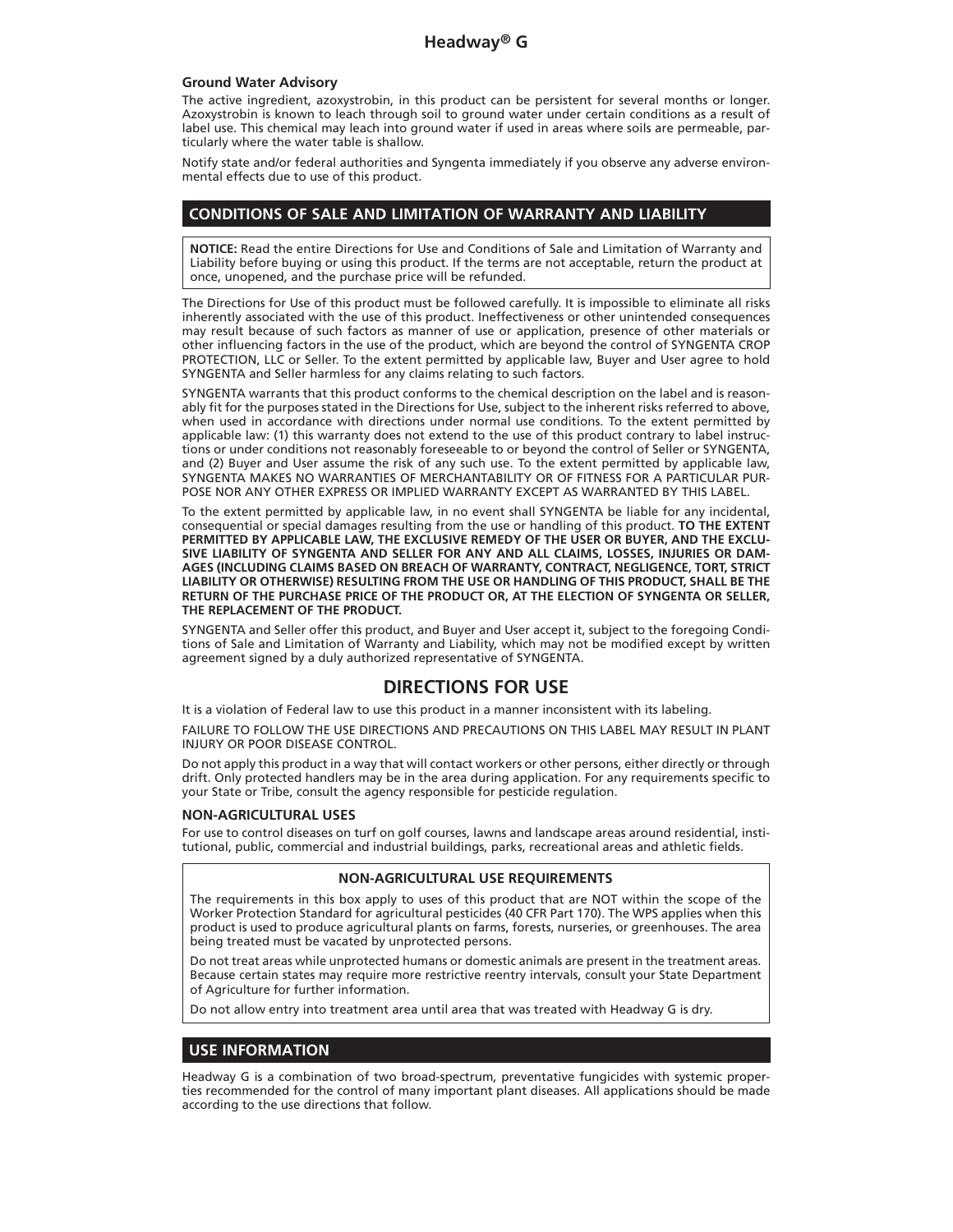### Ground Water Advisory

The active ingredient, azoxystrobin, in this product can be persistent for several months or longer. Azoxystrobin is known to leach through soil to ground water under certain conditions as a result of label use. This chemical may leach into ground water if used in areas where soils are permeable, particularly where the water table is shallow.

Notify state and/or federal authorities and Syngenta immediately if you observe any adverse environmental effects due to use of this product.

## CONDITIONS OF SALE AND LIMITATION OF WARRANTY AND LIABILITY

**NOTICE:** Read the entire Directions for Use and Conditions of Sale and Limitation of Warranty and Liability before buying or using this product. If the terms are not acceptable, return the product at once, unopened, and the purchase price will be refunded.

The Directions for Use of this product must be followed carefully. It is impossible to eliminate all risks inherently associated with the use of this product. Ineffectiveness or other unintended consequences may result because of such factors as manner of use or application, presence of other materials or other influencing factors in the use of the product, which are beyond the control of SYNGENTA CROP PROTECTION, LLC or Seller. To the extent permitted by applicable law, Buyer and User agree to hold SYNGENTA and Seller harmless for any claims relating to such factors.

SYNGENTA warrants that this product conforms to the chemical description on the label and is reasonably fit for the purposes stated in the Directions for Use, subject to the inherent risks referred to above, when used in accordance with directions under normal use conditions. To the extent permitted by applicable law: (1) this warranty does not extend to the use of this product contrary to label instructions or under conditions not reasonably foreseeable to or beyond the control of Seller or SYNGENTA, and (2) Buyer and User assume the risk of any such use. To the extent permitted by applicable law, SYNGENTA MAKES NO WARRANTIES OF MERCHANTABILITY OR OF FITNESS FOR A PARTICULAR PURPOSE NOR ANY OTHER EXPRESS OR IMPLIED WARRANTY EXCEPT AS WARRANTED BY THIS LABEL.

To the extent permitted by applicable law, in no event shall SYNGENTA be liable for any incidental, consequential or special damages resulting from the use or handling of this product. **TO THE EXTENT PERMITTED BY APPLICABLE LAW, THE EXCLUSIVE REMEDY OF THE USER OR BUYER, AND THE EXCLUSIVE LIABILITY OF SYNGENTA AND SELLER FOR ANY AND ALL CLAIMS, LOSSES, INJURIES OR DAMAGES (INCLUDING CLAIMS BASED ON BREACH OF WARRANTY, CONTRACT, NEGLIGENCE, TORT, STRICT LIABILITY OR OTHERWISE) RESULTING FROM THE USE OR HANDLING OF THIS PRODUCT, SHALL BE THE RETURN OF THE PURCHASE PRICE OF THE PRODUCT OR, AT THE ELECTION OF SYNGENTA OR SELLER, THE REPLACEMENT OF THE PRODUCT.**

SYNGENTA and Seller offer this product, and Buyer and User accept it, subject to the foregoing Conditions of Sale and Limitation of Warranty and Liability, which may not be modified except by written agreement signed by a duly authorized representative of SYNGENTA.

# DIRECTIONS FOR USE

It is a violation of Federal law to use this product in a manner inconsistent with its labeling.

FAILURE TO FOLLOW THE USE DIRECTIONS AND PRECAUTIONS ON THIS LABEL MAY RESULT IN PLANT INJURY OR POOR DISEASE CONTROL.

Do not apply this product in a way that will contact workers or other persons, either directly or through drift. Only protected handlers may be in the area during application. For any requirements specific to your State or Tribe, consult the agency responsible for pesticide regulation.

### NON-AGRICULTURAL USES

For use to control diseases on turf on golf courses, lawns and landscape areas around residential, institutional, public, commercial and industrial buildings, parks, recreational areas and athletic fields.

### NON-AGRICULTURAL USE REQUIREMENTS

The requirements in this box apply to uses of this product that are NOT within the scope of the Worker Protection Standard for agricultural pesticides (40 CFR Part 170). The WPS applies when this product is used to produce agricultural plants on farms, forests, nurseries, or greenhouses. The area being treated must be vacated by unprotected persons.

Do not treat areas while unprotected humans or domestic animals are present in the treatment areas. Because certain states may require more restrictive reentry intervals, consult your State Department of Agriculture for further information.

Do not allow entry into treatment area until area that was treated with Headway G is dry.

## USE INFORMATION

Headway G is a combination of two broad-spectrum, preventative fungicides with systemic properties recommended for the control of many important plant diseases. All applications should be made according to the use directions that follow.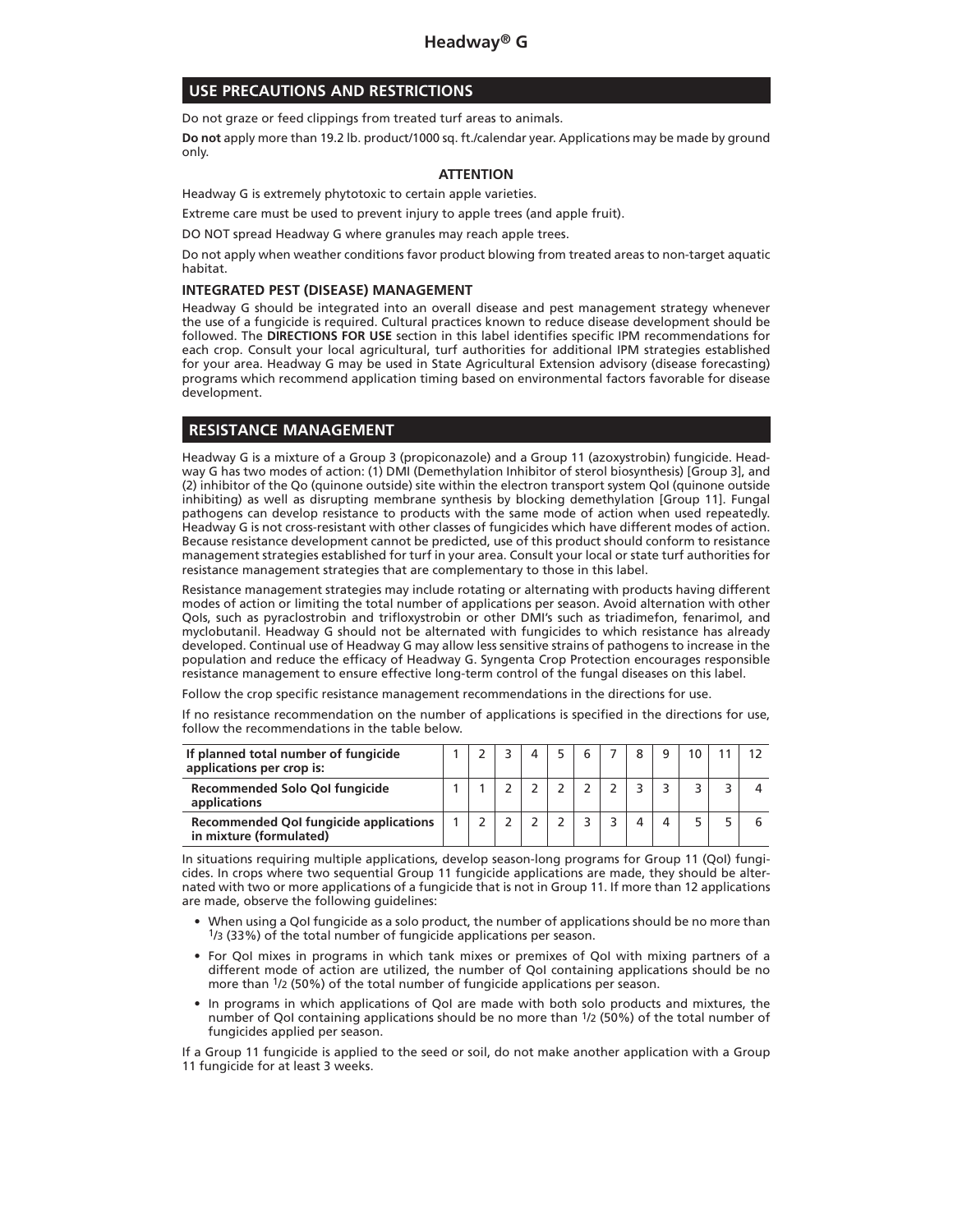# Headway® G

## USE PRECAUTIONS AND RESTRICTIONS

Do not graze or feed clippings from treated turf areas to animals.

**Do not** apply more than 19.2 lb. product/1000 sq. ft./calendar year. Applications may be made by ground only.

**ATTENTION**

Headway G is extremely phytotoxic to certain apple varieties.

Extreme care must be used to prevent injury to apple trees (and apple fruit).

DO NOT spread Headway G where granules may reach apple trees.

Do not apply when weather conditions favor product blowing from treated areas to non-target aquatic habitat.

### INTEGRATED PEST (DISEASE) MANAGEMENT

Headway G should be integrated into an overall disease and pest management strategy whenever the use of a fungicide is required. Cultural practices known to reduce disease development should be followed. The **DIRECTIONS FOR USE** section in this label identifies specific IPM recommendations for each crop. Consult your local agricultural, turf authorities for additional IPM strategies established for your area. Headway G may be used in State Agricultural Extension advisory (disease forecasting) programs which recommend application timing based on environmental factors favorable for disease development.

## RESISTANCE MANAGEMENT

Headway G is a mixture of a Group 3 (propiconazole) and a Group 11 (azoxystrobin) fungicide. Headway G has two modes of action: (1) DMI (Demethylation Inhibitor of sterol biosynthesis) [Group 3], and (2) inhibitor of the Qo (quinone outside) site within the electron transport system QoI (quinone outside inhibiting) as well as disrupting membrane synthesis by blocking demethylation [Group 11]. Fungal pathogens can develop resistance to products with the same mode of action when used repeatedly. Headway G is not cross-resistant with other classes of fungicides which have different modes of action. Because resistance development cannot be predicted, use of this product should conform to resistance management strategies established for turf in your area. Consult your local or state turf authorities for resistance management strategies that are complementary to those in this label.

Resistance management strategies may include rotating or alternating with products having different modes of action or limiting the total number of applications per season. Avoid alternation with other QoIs, such as pyraclostrobin and trifloxystrobin or other DMI's such as triadimefon, fenarimol, and myclobutanil. Headway G should not be alternated with fungicides to which resistance has already developed. Continual use of Headway G may allow less sensitive strains of pathogens to increase in the population and reduce the efficacy of Headway G. Syngenta Crop Protection encourages responsible resistance management to ensure effective long-term control of the fungal diseases on this label.

Follow the crop specific resistance management recommendations in the directions for use.

If no resistance recommendation on the number of applications is specified in the directions for use, follow the recommendations in the table below.

| If planned total number of fungicide applications per crop is: | 1 | 2 | 3 | 4 | 5 | 6 | 7 | 8 | 9 | 10 | 11 | 12 |
|---|---|---|---|---|---|---|---|---|---|---|---|---|
| **Recommended Solo QoI fungicide applications** | 1 | 1 | 2 | 2 | 2 | 2 | 2 | 3 | 3 | 3 | 3 | 4 |
| **Recommended QoI fungicide applications in mixture (formulated)** | 1 | 2 | 2 | 2 | 2 | 3 | 3 | 4 | 4 | 5 | 5 | 6 |

In situations requiring multiple applications, develop season-long programs for Group 11 (QoI) fungicides. In crops where two sequential Group 11 fungicide applications are made, they should be alternated with two or more applications of a fungicide that is not in Group 11. If more than 12 applications are made, observe the following guidelines:

- When using a QoI fungicide as a solo product, the number of applications should be no more than 1/3 (33%) of the total number of fungicide applications per season.
- For QoI mixes in programs in which tank mixes or premixes of QoI with mixing partners of a different mode of action are utilized, the number of QoI containing applications should be no more than 1/2 (50%) of the total number of fungicide applications per season.
- In programs in which applications of QoI are made with both solo products and mixtures, the number of QoI containing applications should be no more than 1/2 (50%) of the total number of fungicides applied per season.

If a Group 11 fungicide is applied to the seed or soil, do not make another application with a Group 11 fungicide for at least 3 weeks.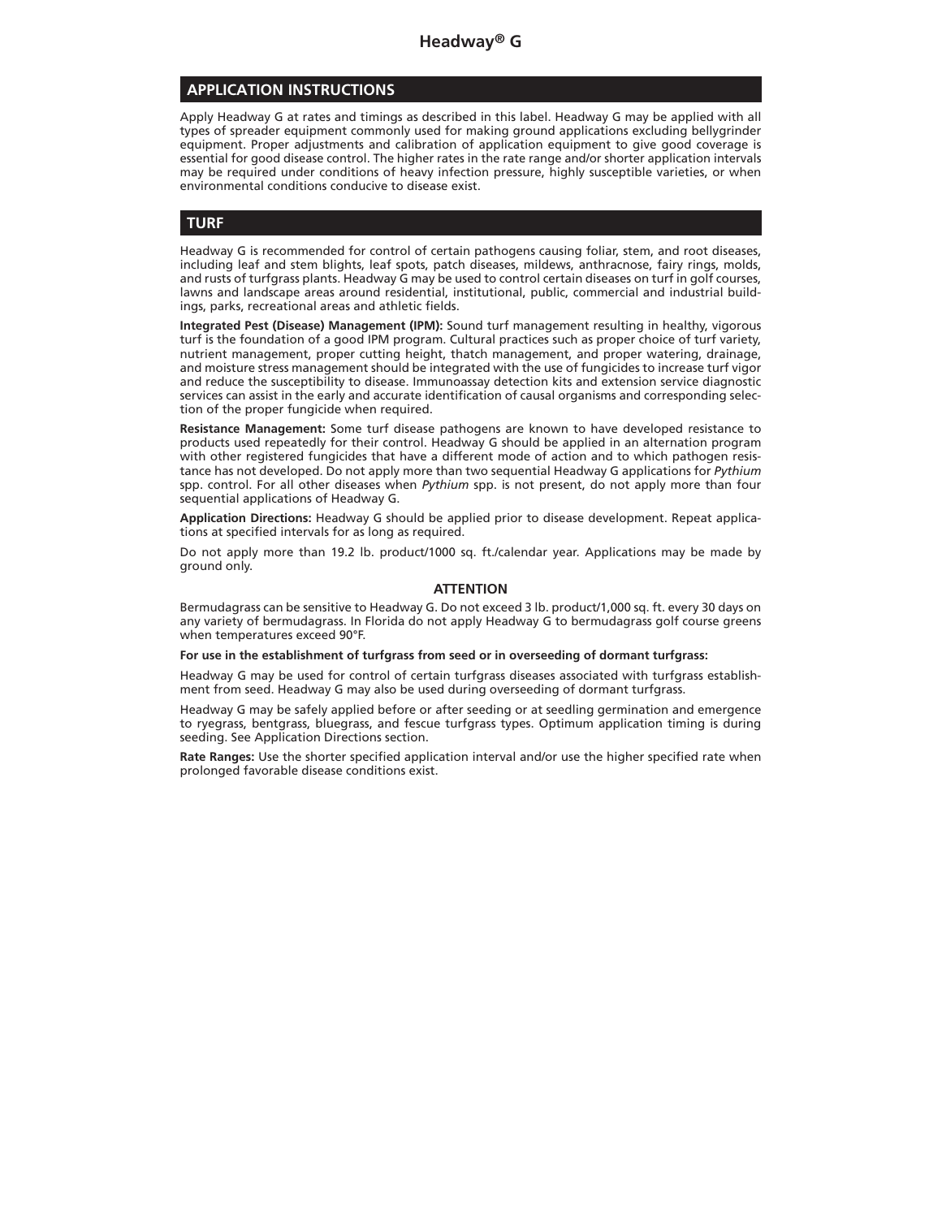## APPLICATION INSTRUCTIONS

Apply Headway G at rates and timings as described in this label. Headway G may be applied with all types of spreader equipment commonly used for making ground applications excluding bellygrinder equipment. Proper adjustments and calibration of application equipment to give good coverage is essential for good disease control. The higher rates in the rate range and/or shorter application intervals may be required under conditions of heavy infection pressure, highly susceptible varieties, or when environmental conditions conducive to disease exist.

## TURF

Headway G is recommended for control of certain pathogens causing foliar, stem, and root diseases, including leaf and stem blights, leaf spots, patch diseases, mildews, anthracnose, fairy rings, molds, and rusts of turfgrass plants. Headway G may be used to control certain diseases on turf in golf courses, lawns and landscape areas around residential, institutional, public, commercial and industrial buildings, parks, recreational areas and athletic fields.

**Integrated Pest (Disease) Management (IPM):** Sound turf management resulting in healthy, vigorous turf is the foundation of a good IPM program. Cultural practices such as proper choice of turf variety, nutrient management, proper cutting height, thatch management, and proper watering, drainage, and moisture stress management should be integrated with the use of fungicides to increase turf vigor and reduce the susceptibility to disease. Immunoassay detection kits and extension service diagnostic services can assist in the early and accurate identification of causal organisms and corresponding selection of the proper fungicide when required.

**Resistance Management:** Some turf disease pathogens are known to have developed resistance to products used repeatedly for their control. Headway G should be applied in an alternation program with other registered fungicides that have a different mode of action and to which pathogen resistance has not developed. Do not apply more than two sequential Headway G applications for *Pythium* spp. control. For all other diseases when *Pythium* spp. is not present, do not apply more than four sequential applications of Headway G.

**Application Directions:** Headway G should be applied prior to disease development. Repeat applications at specified intervals for as long as required.

Do not apply more than 19.2 lb. product/1000 sq. ft./calendar year. Applications may be made by ground only.

**ATTENTION**

Bermudagrass can be sensitive to Headway G. Do not exceed 3 lb. product/1,000 sq. ft. every 30 days on any variety of bermudagrass. In Florida do not apply Headway G to bermudagrass golf course greens when temperatures exceed 90°F.

**For use in the establishment of turfgrass from seed or in overseeding of dormant turfgrass:**

Headway G may be used for control of certain turfgrass diseases associated with turfgrass establishment from seed. Headway G may also be used during overseeding of dormant turfgrass.

Headway G may be safely applied before or after seeding or at seedling germination and emergence to ryegrass, bentgrass, bluegrass, and fescue turfgrass types. Optimum application timing is during seeding. See Application Directions section.

**Rate Ranges:** Use the shorter specified application interval and/or use the higher specified rate when prolonged favorable disease conditions exist.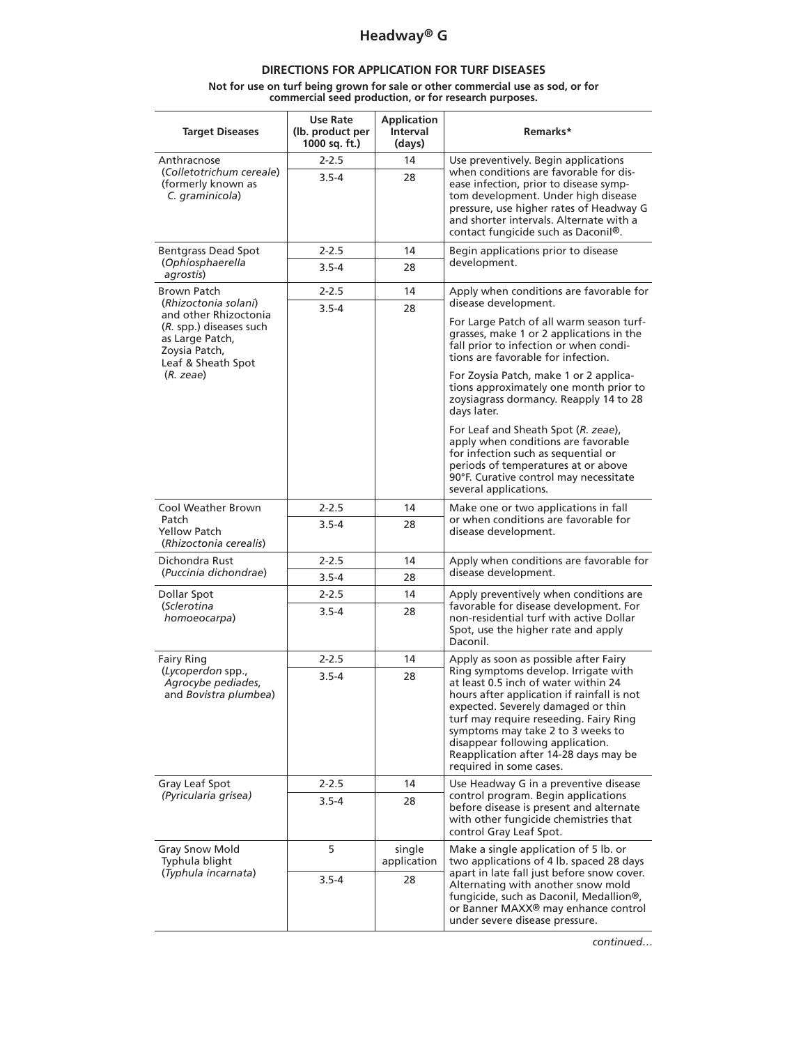# Headway® G

## DIRECTIONS FOR APPLICATION FOR TURF DISEASES

**Not for use on turf being grown for sale or other commercial use as sod, or for commercial seed production, or for research purposes.**

| Target Diseases | Use Rate (lb. product per 1000 sq. ft.) | Application Interval (days) | Remarks* |
|---|---|---|---|
| Anthracnose (*Colletotrichum cereale*) (formerly known as *C. graminicola*) | 2-2.5 | 14 | Use preventively. Begin applications when conditions are favorable for disease infection, prior to disease symptom development. Under high disease pressure, use higher rates of Headway G and shorter intervals. Alternate with a contact fungicide such as Daconil®. |
| | 3.5-4 | 28 | |
| Bentgrass Dead Spot (*Ophiosphaerella agrostis*) | 2-2.5 | 14 | Begin applications prior to disease development. |
| | 3.5-4 | 28 | |
| Brown Patch (*Rhizoctonia solani*) and other Rhizoctonia (*R.* spp.) diseases such as Large Patch, Zoysia Patch, Leaf & Sheath Spot (*R. zeae*) | 2-2.5 | 14 | Apply when conditions are favorable for disease development. |
| | 3.5-4 | 28 | For Large Patch of all warm season turfgrasses, make 1 or 2 applications in the fall prior to infection or when conditions are favorable for infection.<br><br>For Zoysia Patch, make 1 or 2 applications approximately one month prior to zoysiagrass dormancy. Reapply 14 to 28 days later.<br><br>For Leaf and Sheath Spot (*R. zeae*), apply when conditions are favorable for infection such as sequential or periods of temperatures at or above 90°F. Curative control may necessitate several applications. |
| Cool Weather Brown Patch Yellow Patch (*Rhizoctonia cerealis*) | 2-2.5 | 14 | Make one or two applications in fall or when conditions are favorable for disease development. |
| | 3.5-4 | 28 | |
| Dichondra Rust (*Puccinia dichondrae*) | 2-2.5 | 14 | Apply when conditions are favorable for disease development. |
| | 3.5-4 | 28 | |
| Dollar Spot (*Sclerotina homoeocarpa*) | 2-2.5 | 14 | Apply preventively when conditions are favorable for disease development. For non-residential turf with active Dollar Spot, use the higher rate and apply Daconil. |
| | 3.5-4 | 28 | |
| Fairy Ring (*Lycoperdon* spp., *Agrocybe pediades*, and *Bovistra plumbea*) | 2-2.5 | 14 | Apply as soon as possible after Fairy Ring symptoms develop. Irrigate with at least 0.5 inch of water within 24 hours after application if rainfall is not expected. Severely damaged or thin turf may require reseeding. Fairy Ring symptoms may take 2 to 3 weeks to disappear following application. Reapplication after 14-28 days may be required in some cases. |
| | 3.5-4 | 28 | |
| Gray Leaf Spot (*Pyricularia grisea*) | 2-2.5 | 14 | Use Headway G in a preventive disease control program. Begin applications before disease is present and alternate with other fungicide chemistries that control Gray Leaf Spot. |
| | 3.5-4 | 28 | |
| Gray Snow Mold Typhula blight (*Typhula incarnata*) | 5 | single application | Make a single application of 5 lb. or two applications of 4 lb. spaced 28 days apart in late fall just before snow cover. Alternating with another snow mold fungicide, such as Daconil, Medallion®, or Banner MAXX® may enhance control under severe disease pressure. |
| | 3.5-4 | 28 | |

*continued…*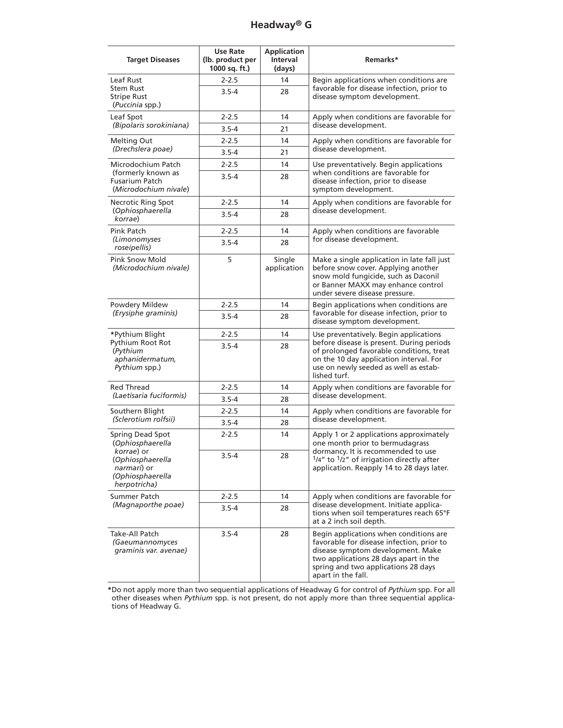## Headway® G

| Target Diseases | Use Rate (lb. product per 1000 sq. ft.) | Application Interval (days) | Remarks* |
|---|---|---|---|
| Leaf Rust<br>Stem Rust<br>Stripe Rust<br>(*Puccinia* spp.) | 2-2.5 | 14 | Begin applications when conditions are favorable for disease infection, prior to disease symptom development. |
| | 3.5-4 | 28 | |
| Leaf Spot<br>*(Bipolaris sorokiniana)* | 2-2.5 | 14 | Apply when conditions are favorable for disease development. |
| | 3.5-4 | 21 | |
| Melting Out<br>*(Drechslera poae)* | 2-2.5 | 14 | Apply when conditions are favorable for disease development. |
| | 3.5-4 | 21 | |
| Microdochium Patch (formerly known as Fusarium Patch (*Microdochium nivale*) | 2-2.5 | 14 | Use preventatively. Begin applications when conditions are favorable for disease infection, prior to disease symptom development. |
| | 3.5-4 | 28 | |
| Necrotic Ring Spot (*Ophiosphaerella korrae*) | 2-2.5 | 14 | Apply when conditions are favorable for disease development. |
| | 3.5-4 | 28 | |
| Pink Patch<br>*(Limonomyses roseipellis)* | 2-2.5 | 14 | Apply when conditions are favorable for disease development. |
| | 3.5-4 | 28 | |
| Pink Snow Mold<br>*(Microdochium nivale)* | 5 | Single application | Make a single application in late fall just before snow cover. Applying another snow mold fungicide, such as Daconil or Banner MAXX may enhance control under severe disease pressure. |
| Powdery Mildew<br>*(Erysiphe graminis)* | 2-2.5 | 14 | Begin applications when conditions are favorable for disease infection, prior to disease symptom development. |
| | 3.5-4 | 28 | |
| *Pythium Blight<br>Pythium Root Rot<br>(*Pythium aphanidermatum, Pythium* spp.) | 2-2.5 | 14 | Use preventatively. Begin applications before disease is present. During periods of prolonged favorable conditions, treat on the 10 day application interval. For use on newly seeded as well as established turf. |
| | 3.5-4 | 28 | |
| Red Thread<br>*(Laetisaria fuciformis)* | 2-2.5 | 14 | Apply when conditions are favorable for disease development. |
| | 3.5-4 | 28 | |
| Southern Blight<br>*(Sclerotium rolfsii)* | 2-2.5 | 14 | Apply when conditions are favorable for disease development. |
| | 3.5-4 | 28 | |
| Spring Dead Spot (*Ophiosphaerella korrae*) or (*Ophiosphaerella narmari*) or *(Ophiosphaerella herpotricha)* | 2-2.5 | 14 | Apply 1 or 2 applications approximately one month prior to bermudagrass dormancy. It is recommended to use 1/4" to 1/2" of irrigation directly after application. Reapply 14 to 28 days later. |
| | 3.5-4 | 28 | |
| Summer Patch<br>*(Magnaporthe poae)* | 2-2.5 | 14 | Apply when conditions are favorable for disease development. Initiate applications when soil temperatures reach 65°F at a 2 inch soil depth. |
| | 3.5-4 | 28 | |
| Take-All Patch<br>*(Gaeumannomyces graminis var. avenae)* | 3.5-4 | 28 | Begin applications when conditions are favorable for disease infection, prior to disease symptom development. Make two applications 28 days apart in the spring and two applications 28 days apart in the fall. |

*Do not apply more than two sequential applications of Headway G for control of *Pythium* spp. For all other diseases when *Pythium* spp. is not present, do not apply more than three sequential applications of Headway G.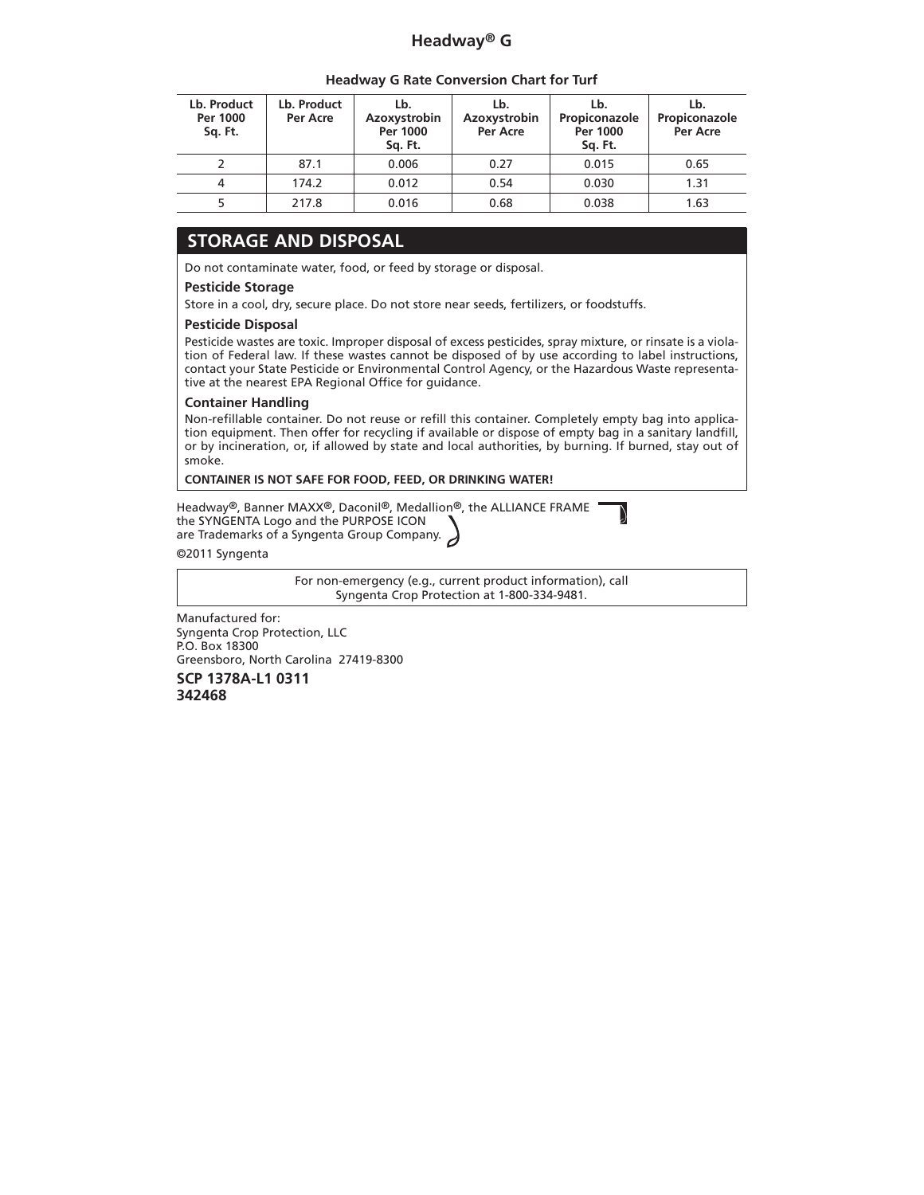# Headway® G

**Headway G Rate Conversion Chart for Turf**

| Lb. Product Per 1000 Sq. Ft. | Lb. Product Per Acre | Lb. Azoxystrobin Per 1000 Sq. Ft. | Lb. Azoxystrobin Per Acre | Lb. Propiconazole Per 1000 Sq. Ft. | Lb. Propiconazole Per Acre |
|---|---|---|---|---|---|
| 2 | 87.1 | 0.006 | 0.27 | 0.015 | 0.65 |
| 4 | 174.2 | 0.012 | 0.54 | 0.030 | 1.31 |
| 5 | 217.8 | 0.016 | 0.68 | 0.038 | 1.63 |

## STORAGE AND DISPOSAL

Do not contaminate water, food, or feed by storage or disposal.

### Pesticide Storage

Store in a cool, dry, secure place. Do not store near seeds, fertilizers, or foodstuffs.

### Pesticide Disposal

Pesticide wastes are toxic. Improper disposal of excess pesticides, spray mixture, or rinsate is a violation of Federal law. If these wastes cannot be disposed of by use according to label instructions, contact your State Pesticide or Environmental Control Agency, or the Hazardous Waste representative at the nearest EPA Regional Office for guidance.

### Container Handling

Non-refillable container. Do not reuse or refill this container. Completely empty bag into application equipment. Then offer for recycling if available or dispose of empty bag in a sanitary landfill, or by incineration, or, if allowed by state and local authorities, by burning. If burned, stay out of smoke.

**CONTAINER IS NOT SAFE FOR FOOD, FEED, OR DRINKING WATER!**

Headway®, Banner MAXX®, Daconil®, Medallion®, the ALLIANCE FRAME the SYNGENTA Logo and the PURPOSE ICON are Trademarks of a Syngenta Group Company.

©2011 Syngenta

For non-emergency (e.g., current product information), call Syngenta Crop Protection at 1-800-334-9481.

Manufactured for:
Syngenta Crop Protection, LLC
P.O. Box 18300
Greensboro, North Carolina 27419-8300

**SCP 1378A-L1 0311**
**342468**